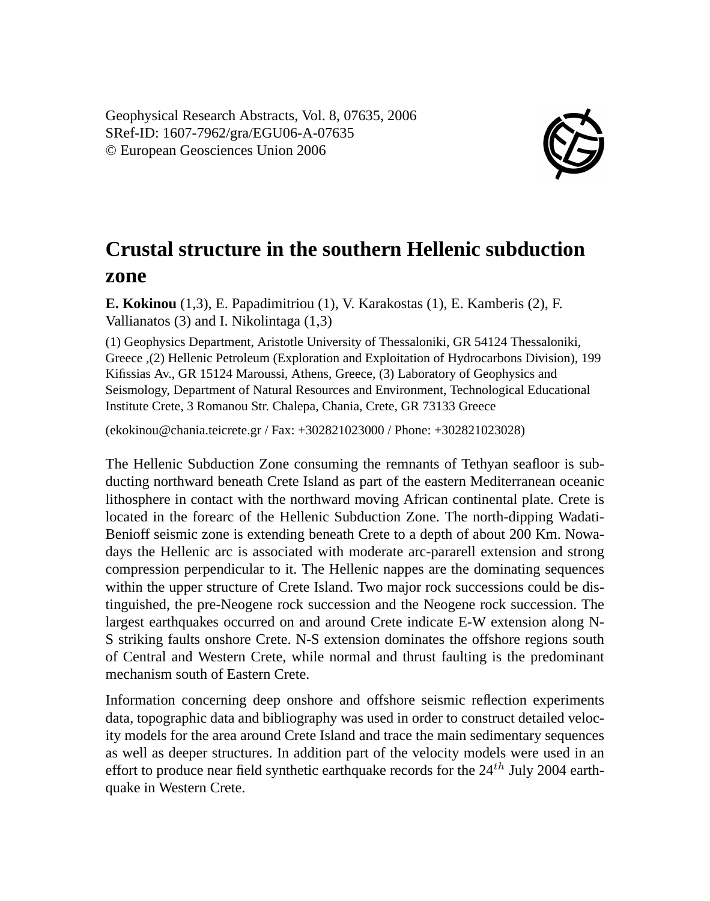Geophysical Research Abstracts, Vol. 8, 07635, 2006
SRef-ID: 1607-7962/gra/EGU06-A-07635
© European Geosciences Union 2006

# Crustal structure in the southern Hellenic subduction zone

**E. Kokinou** (1,3), E. Papadimitriou (1), V. Karakostas (1), E. Kamberis (2), F. Vallianatos (3) and I. Nikolintaga (1,3)

(1) Geophysics Department, Aristotle University of Thessaloniki, GR 54124 Thessaloniki, Greece ,(2) Hellenic Petroleum (Exploration and Exploitation of Hydrocarbons Division), 199 Kifissias Av., GR 15124 Maroussi, Athens, Greece, (3) Laboratory of Geophysics and Seismology, Department of Natural Resources and Environment, Technological Educational Institute Crete, 3 Romanou Str. Chalepa, Chania, Crete, GR 73133 Greece

(ekokinou@chania.teicrete.gr / Fax: +302821023000 / Phone: +302821023028)

The Hellenic Subduction Zone consuming the remnants of Tethyan seafloor is subducting northward beneath Crete Island as part of the eastern Mediterranean oceanic lithosphere in contact with the northward moving African continental plate. Crete is located in the forearc of the Hellenic Subduction Zone. The north-dipping Wadati-Benioff seismic zone is extending beneath Crete to a depth of about 200 Km. Nowadays the Hellenic arc is associated with moderate arc-pararell extension and strong compression perpendicular to it. The Hellenic nappes are the dominating sequences within the upper structure of Crete Island. Two major rock successions could be distinguished, the pre-Neogene rock succession and the Neogene rock succession. The largest earthquakes occurred on and around Crete indicate E-W extension along N-S striking faults onshore Crete. N-S extension dominates the offshore regions south of Central and Western Crete, while normal and thrust faulting is the predominant mechanism south of Eastern Crete.

Information concerning deep onshore and offshore seismic reflection experiments data, topographic data and bibliography was used in order to construct detailed velocity models for the area around Crete Island and trace the main sedimentary sequences as well as deeper structures. In addition part of the velocity models were used in an effort to produce near field synthetic earthquake records for the $24^{th}$ July 2004 earthquake in Western Crete.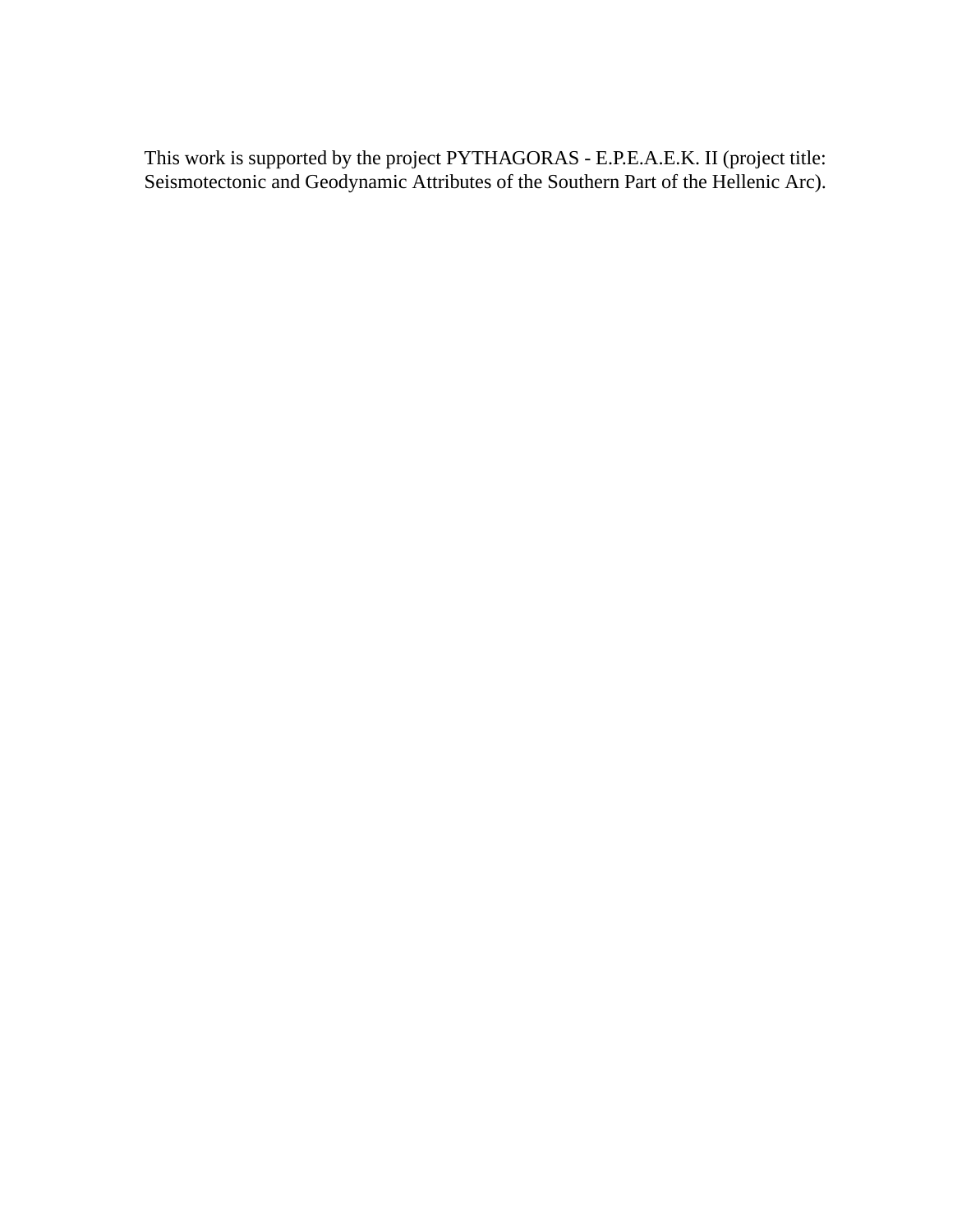This work is supported by the project PYTHAGORAS - E.P.E.A.E.K. II (project title: Seismotectonic and Geodynamic Attributes of the Southern Part of the Hellenic Arc).